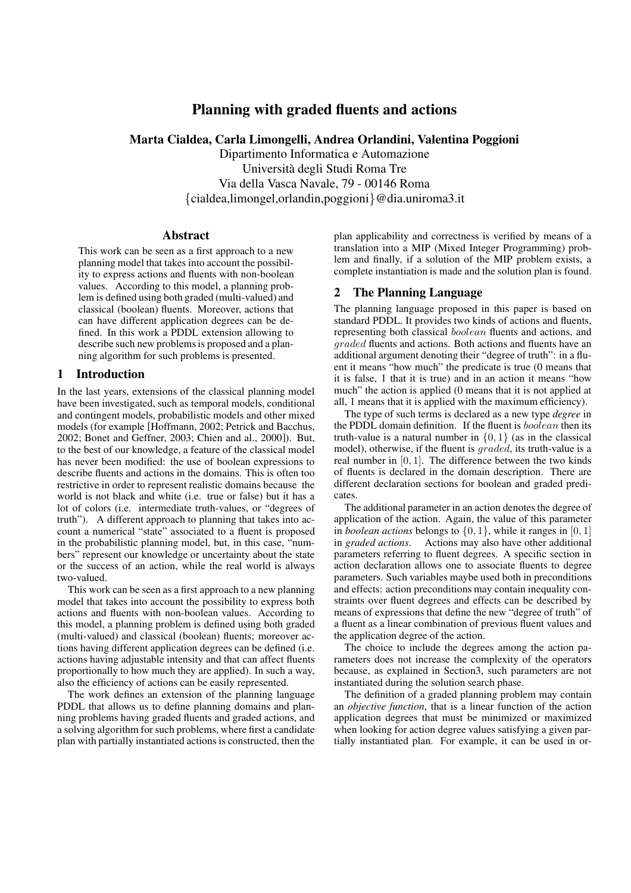# Planning with graded fluents and actions

**Marta Cialdea, Carla Limongelli, Andrea Orlandini, Valentina Poggioni**
Dipartimento Informatica e Automazione
Università degli Studi Roma Tre
Via della Vasca Navale, 79 - 00146 Roma
{cialdea,limongel,orlandin,poggioni}@dia.uniroma3.it

## Abstract

This work can be seen as a first approach to a new planning model that takes into account the possibility to express actions and fluents with non-boolean values. According to this model, a planning problem is defined using both graded (multi-valued) and classical (boolean) fluents. Moreover, actions that can have different application degrees can be defined. In this work a PDDL extension allowing to describe such new problems is proposed and a planning algorithm for such problems is presented.

## 1 Introduction

In the last years, extensions of the classical planning model have been investigated, such as temporal models, conditional and contingent models, probabilistic models and other mixed models (for example [Hoffmann, 2002; Petrick and Bacchus, 2002; Bonet and Geffner, 2003; Chien and al., 2000]). But, to the best of our knowledge, a feature of the classical model has never been modified: the use of boolean expressions to describe fluents and actions in the domains. This is often too restrictive in order to represent realistic domains because the world is not black and white (i.e. true or false) but it has a lot of colors (i.e. intermediate truth-values, or "degrees of truth"). A different approach to planning that takes into account a numerical "state" associated to a fluent is proposed in the probabilistic planning model, but, in this case, "numbers" represent our knowledge or uncertainty about the state or the success of an action, while the real world is always two-valued.

This work can be seen as a first approach to a new planning model that takes into account the possibility to express both actions and fluents with non-boolean values. According to this model, a planning problem is defined using both graded (multi-valued) and classical (boolean) fluents; moreover actions having different application degrees can be defined (i.e. actions having adjustable intensity and that can affect fluents proportionally to how much they are applied). In such a way, also the efficiency of actions can be easily represented.

The work defines an extension of the planning language PDDL that allows us to define planning domains and planning problems having graded fluents and graded actions, and a solving algorithm for such problems, where first a candidate plan with partially instantiated actions is constructed, then the plan applicability and correctness is verified by means of a translation into a MIP (Mixed Integer Programming) problem and finally, if a solution of the MIP problem exists, a complete instantiation is made and the solution plan is found.

## 2 The Planning Language

The planning language proposed in this paper is based on standard PDDL. It provides two kinds of actions and fluents, representing both classical *boolean* fluents and actions, and *graded* fluents and actions. Both actions and fluents have an additional argument denoting their "degree of truth": in a fluent it means "how much" the predicate is true (0 means that it is false, 1 that it is true) and in an action it means "how much" the action is applied (0 means that it is not applied at all, 1 means that it is applied with the maximum efficiency).

The type of such terms is declared as a new type *degree* in the PDDL domain definition. If the fluent is *boolean* then its truth-value is a natural number in $\{0, 1\}$ (as in the classical model), otherwise, if the fluent is *graded*, its truth-value is a real number in $[0, 1]$. The difference between the two kinds of fluents is declared in the domain description. There are different declaration sections for boolean and graded predicates.

The additional parameter in an action denotes the degree of application of the action. Again, the value of this parameter in *boolean actions* belongs to $\{0, 1\}$, while it ranges in $[0, 1]$ in *graded actions*. Actions may also have other additional parameters referring to fluent degrees. A specific section in action declaration allows one to associate fluents to degree parameters. Such variables maybe used both in preconditions and effects: action preconditions may contain inequality constraints over fluent degrees and effects can be described by means of expressions that define the new "degree of truth" of a fluent as a linear combination of previous fluent values and the application degree of the action.

The choice to include the degrees among the action parameters does not increase the complexity of the operators because, as explained in Section3, such parameters are not instantiated during the solution search phase.

The definition of a graded planning problem may contain an *objective function*, that is a linear function of the action application degrees that must be minimized or maximized when looking for action degree values satisfying a given partially instantiated plan. For example, it can be used in or-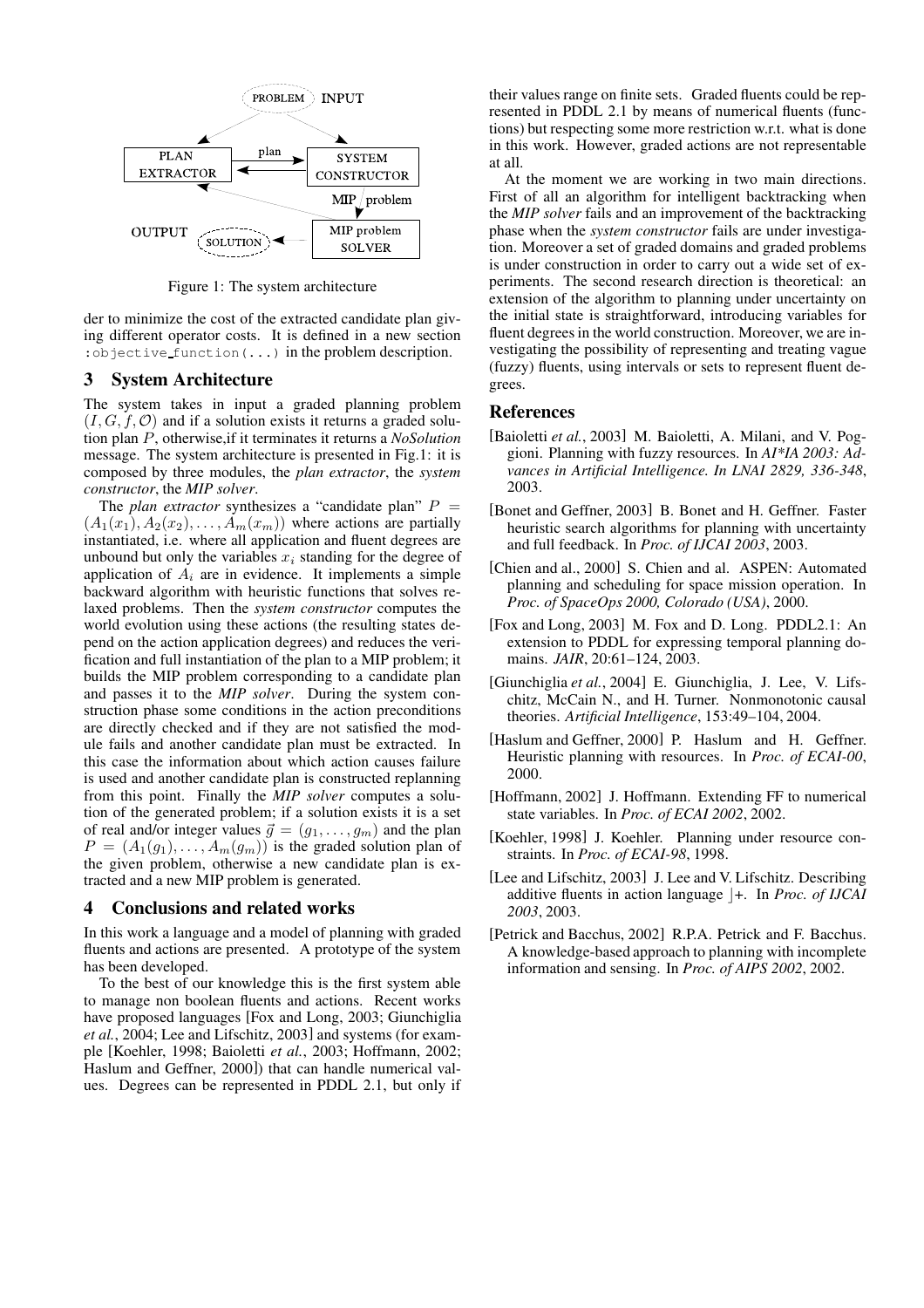PROBLEM INPUT

PLAN EXTRACTOR

plan

SYSTEM CONSTRUCTOR

MIP problem

OUTPUT

SOLUTION

MIP problem SOLVER

Figure 1: The system architecture

der to minimize the cost of the extracted candidate plan giving different operator costs. It is defined in a new section `:objective_function(...)` in the problem description.

## 3 System Architecture

The system takes in input a graded planning problem $(I, G, f, \mathcal{O})$ and if a solution exists it returns a graded solution plan $P$, otherwise,if it terminates it returns a *NoSolution* message. The system architecture is presented in Fig.1: it is composed by three modules, the *plan extractor*, the *system constructor*, the *MIP solver*.

The *plan extractor* synthesizes a "candidate plan" $P = (A_1(x_1), A_2(x_2), \ldots, A_m(x_m))$ where actions are partially instantiated, i.e. where all application and fluent degrees are unbound but only the variables $x_i$ standing for the degree of application of $A_i$ are in evidence. It implements a simple backward algorithm with heuristic functions that solves relaxed problems. Then the *system constructor* computes the world evolution using these actions (the resulting states depend on the action application degrees) and reduces the verification and full instantiation of the plan to a MIP problem; it builds the MIP problem corresponding to a candidate plan and passes it to the *MIP solver*. During the system construction phase some conditions in the action preconditions are directly checked and if they are not satisfied the module fails and another candidate plan must be extracted. In this case the information about which action causes failure is used and another candidate plan is constructed replanning from this point. Finally the *MIP solver* computes a solution of the generated problem; if a solution exists it is a set of real and/or integer values $\vec{g} = (g_1, \ldots, g_m)$ and the plan $P = (A_1(g_1), \ldots, A_m(g_m))$ is the graded solution plan of the given problem, otherwise a new candidate plan is extracted and a new MIP problem is generated.

## 4 Conclusions and related works

In this work a language and a model of planning with graded fluents and actions are presented. A prototype of the system has been developed.

To the best of our knowledge this is the first system able to manage non boolean fluents and actions. Recent works have proposed languages [Fox and Long, 2003; Giunchiglia *et al.*, 2004; Lee and Lifschitz, 2003] and systems (for example [Koehler, 1998; Baioletti *et al.*, 2003; Hoffmann, 2002; Haslum and Geffner, 2000]) that can handle numerical values. Degrees can be represented in PDDL 2.1, but only if their values range on finite sets. Graded fluents could be represented in PDDL 2.1 by means of numerical fluents (functions) but respecting some more restriction w.r.t. what is done in this work. However, graded actions are not representable at all.

At the moment we are working in two main directions. First of all an algorithm for intelligent backtracking when the *MIP solver* fails and an improvement of the backtracking phase when the *system constructor* fails are under investigation. Moreover a set of graded domains and graded problems is under construction in order to carry out a wide set of experiments. The second research direction is theoretical: an extension of the algorithm to planning under uncertainty on the initial state is straightforward, introducing variables for fluent degrees in the world construction. Moreover, we are investigating the possibility of representing and treating vague (fuzzy) fluents, using intervals or sets to represent fluent degrees.

## References

[Baioletti *et al.*, 2003] M. Baioletti, A. Milani, and V. Poggioni. Planning with fuzzy resources. In *AI\*IA 2003: Advances in Artificial Intelligence. In LNAI 2829, 336-348*, 2003.

[Bonet and Geffner, 2003] B. Bonet and H. Geffner. Faster heuristic search algorithms for planning with uncertainty and full feedback. In *Proc. of IJCAI 2003*, 2003.

[Chien and al., 2000] S. Chien and al. ASPEN: Automated planning and scheduling for space mission operation. In *Proc. of SpaceOps 2000, Colorado (USA)*, 2000.

[Fox and Long, 2003] M. Fox and D. Long. PDDL2.1: An extension to PDDL for expressing temporal planning domains. *JAIR*, 20:61–124, 2003.

[Giunchiglia *et al.*, 2004] E. Giunchiglia, J. Lee, V. Lifschitz, McCain N., and H. Turner. Nonmonotonic causal theories. *Artificial Intelligence*, 153:49–104, 2004.

[Haslum and Geffner, 2000] P. Haslum and H. Geffner. Heuristic planning with resources. In *Proc. of ECAI-00*, 2000.

[Hoffmann, 2002] J. Hoffmann. Extending FF to numerical state variables. In *Proc. of ECAI 2002*, 2002.

[Koehler, 1998] J. Koehler. Planning under resource constraints. In *Proc. of ECAI-98*, 1998.

[Lee and Lifschitz, 2003] J. Lee and V. Lifschitz. Describing additive fluents in action language $\rfloor$+. In *Proc. of IJCAI 2003*, 2003.

[Petrick and Bacchus, 2002] R.P.A. Petrick and F. Bacchus. A knowledge-based approach to planning with incomplete information and sensing. In *Proc. of AIPS 2002*, 2002.